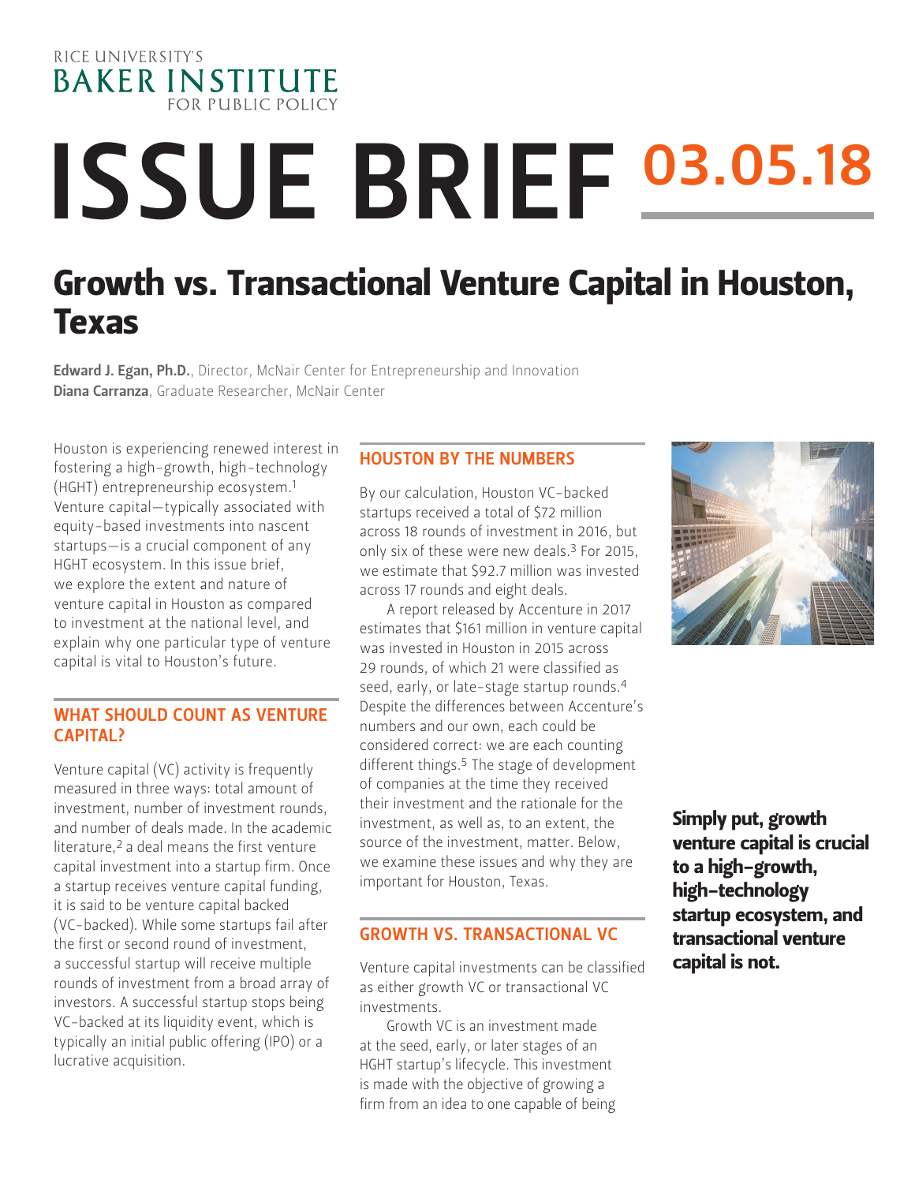RICE UNIVERSITY'S
BAKER INSTITUTE
FOR PUBLIC POLICY

# ISSUE BRIEF 03.05.18

## Growth vs. Transactional Venture Capital in Houston, Texas

**Edward J. Egan, Ph.D.**, Director, McNair Center for Entrepreneurship and Innovation
**Diana Carranza**, Graduate Researcher, McNair Center

Houston is experiencing renewed interest in fostering a high-growth, high-technology (HGHT) entrepreneurship ecosystem.[1] Venture capital—typically associated with equity-based investments into nascent startups—is a crucial component of any HGHT ecosystem. In this issue brief, we explore the extent and nature of venture capital in Houston as compared to investment at the national level, and explain why one particular type of venture capital is vital to Houston's future.

### WHAT SHOULD COUNT AS VENTURE CAPITAL?

Venture capital (VC) activity is frequently measured in three ways: total amount of investment, number of investment rounds, and number of deals made. In the academic literature,[2] a deal means the first venture capital investment into a startup firm. Once a startup receives venture capital funding, it is said to be venture capital backed (VC-backed). While some startups fail after the first or second round of investment, a successful startup will receive multiple rounds of investment from a broad array of investors. A successful startup stops being VC-backed at its liquidity event, which is typically an initial public offering (IPO) or a lucrative acquisition.

### HOUSTON BY THE NUMBERS

By our calculation, Houston VC-backed startups received a total of $72 million across 18 rounds of investment in 2016, but only six of these were new deals.[3] For 2015, we estimate that $92.7 million was invested across 17 rounds and eight deals.

A report released by Accenture in 2017 estimates that $161 million in venture capital was invested in Houston in 2015 across 29 rounds, of which 21 were classified as seed, early, or late-stage startup rounds.[4] Despite the differences between Accenture's numbers and our own, each could be considered correct: we are each counting different things.[5] The stage of development of companies at the time they received their investment and the rationale for the investment, as well as, to an extent, the source of the investment, matter. Below, we examine these issues and why they are important for Houston, Texas.

### GROWTH VS. TRANSACTIONAL VC

Venture capital investments can be classified as either growth VC or transactional VC investments.

Growth VC is an investment made at the seed, early, or later stages of an HGHT startup's lifecycle. This investment is made with the objective of growing a firm from an idea to one capable of being

**Simply put, growth venture capital is crucial to a high-growth, high-technology startup ecosystem, and transactional venture capital is not.**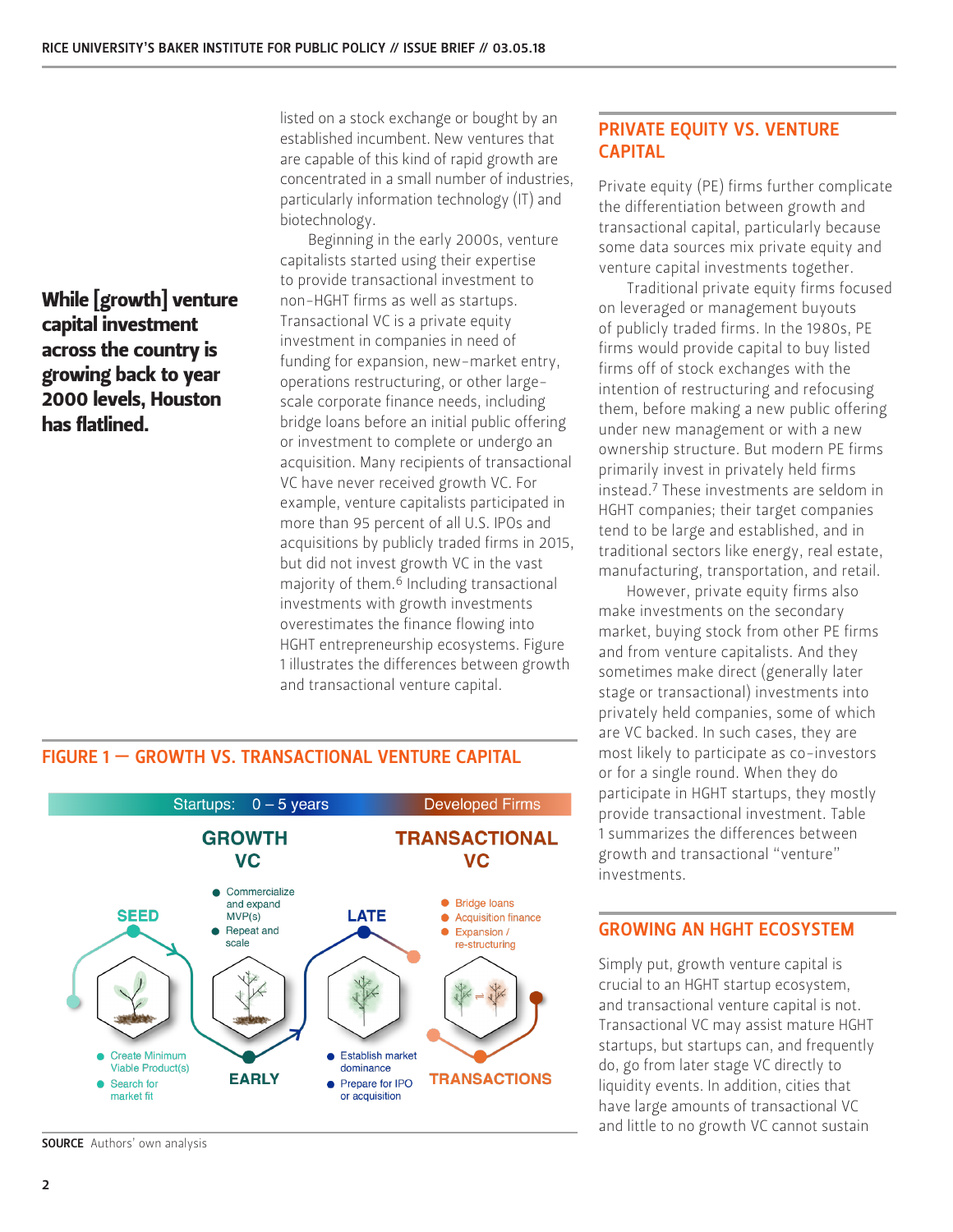**While [growth] venture capital investment across the country is growing back to year 2000 levels, Houston has flatlined.**

listed on a stock exchange or bought by an established incumbent. New ventures that are capable of this kind of rapid growth are concentrated in a small number of industries, particularly information technology (IT) and biotechnology.

Beginning in the early 2000s, venture capitalists started using their expertise to provide transactional investment to non-HGHT firms as well as startups. Transactional VC is a private equity investment in companies in need of funding for expansion, new-market entry, operations restructuring, or other large-scale corporate finance needs, including bridge loans before an initial public offering or investment to complete or undergo an acquisition. Many recipients of transactional VC have never received growth VC. For example, venture capitalists participated in more than 95 percent of all U.S. IPOs and acquisitions by publicly traded firms in 2015, but did not invest growth VC in the vast majority of them.[6] Including transactional investments with growth investments overestimates the finance flowing into HGHT entrepreneurship ecosystems. Figure 1 illustrates the differences between growth and transactional venture capital.

## FIGURE 1 — GROWTH VS. TRANSACTIONAL VENTURE CAPITAL

Startups: 0 – 5 years | Developed Firms

**GROWTH VC**

- **SEED**
  - Create Minimum Viable Product(s)
  - Search for market fit
- **EARLY**
  - Commercialize and expand MVP(s)
  - Repeat and scale
- **LATE**
  - Establish market dominance
  - Prepare for IPO or acquisition

**TRANSACTIONAL VC**

- **TRANSACTIONS**
  - Bridge loans
  - Acquisition finance
  - Expansion / re-structuring

**SOURCE** Authors' own analysis

## PRIVATE EQUITY VS. VENTURE CAPITAL

Private equity (PE) firms further complicate the differentiation between growth and transactional capital, particularly because some data sources mix private equity and venture capital investments together.

Traditional private equity firms focused on leveraged or management buyouts of publicly traded firms. In the 1980s, PE firms would provide capital to buy listed firms off of stock exchanges with the intention of restructuring and refocusing them, before making a new public offering under new management or with a new ownership structure. But modern PE firms primarily invest in privately held firms instead.[7] These investments are seldom in HGHT companies; their target companies tend to be large and established, and in traditional sectors like energy, real estate, manufacturing, transportation, and retail.

However, private equity firms also make investments on the secondary market, buying stock from other PE firms and from venture capitalists. And they sometimes make direct (generally later stage or transactional) investments into privately held companies, some of which are VC backed. In such cases, they are most likely to participate as co-investors or for a single round. When they do participate in HGHT startups, they mostly provide transactional investment. Table 1 summarizes the differences between growth and transactional "venture" investments.

## GROWING AN HGHT ECOSYSTEM

Simply put, growth venture capital is crucial to an HGHT startup ecosystem, and transactional venture capital is not. Transactional VC may assist mature HGHT startups, but startups can, and frequently do, go from later stage VC directly to liquidity events. In addition, cities that have large amounts of transactional VC and little to no growth VC cannot sustain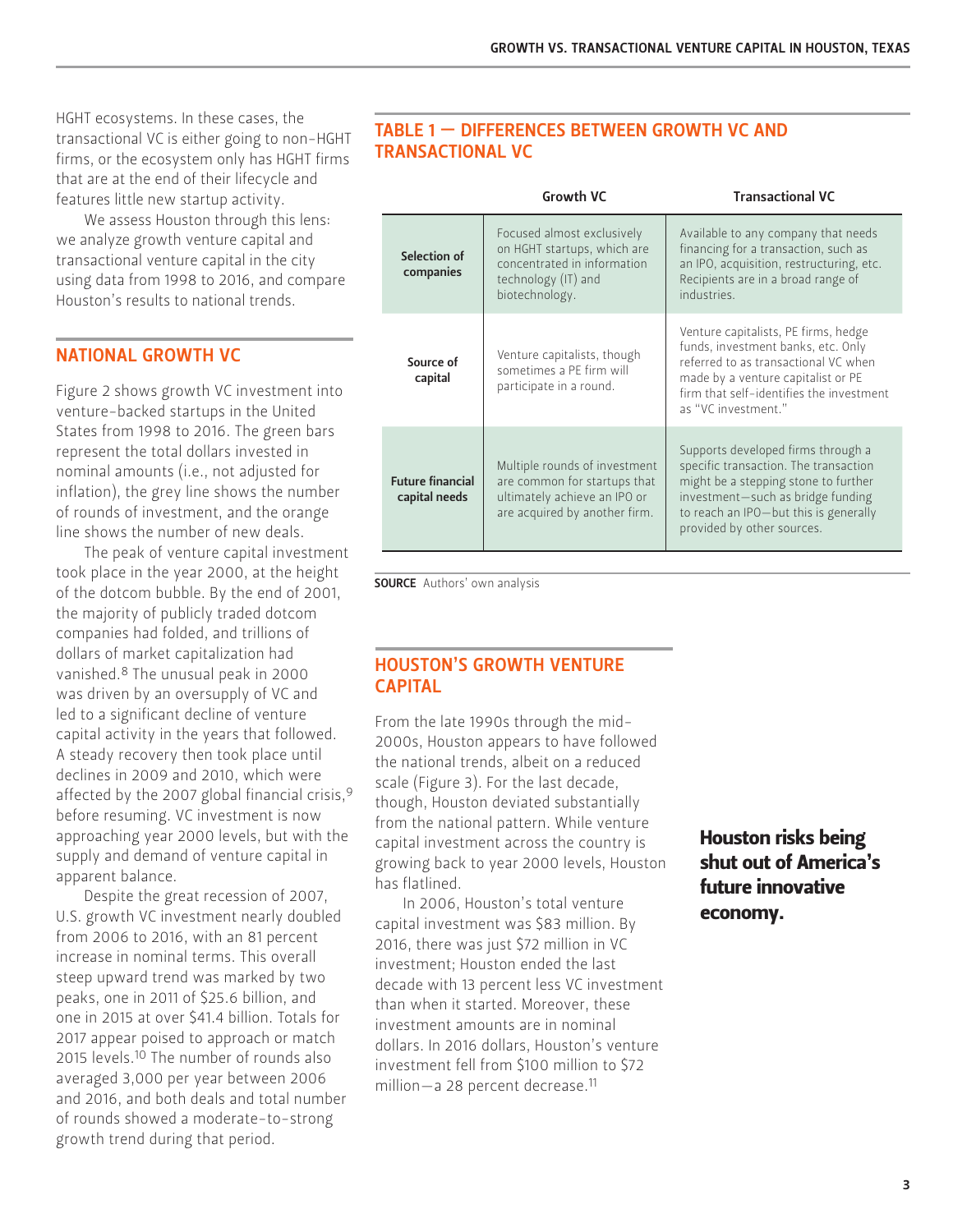HGHT ecosystems. In these cases, the transactional VC is either going to non-HGHT firms, or the ecosystem only has HGHT firms that are at the end of their lifecycle and features little new startup activity.

We assess Houston through this lens: we analyze growth venture capital and transactional venture capital in the city using data from 1998 to 2016, and compare Houston's results to national trends.

## TABLE 1 — DIFFERENCES BETWEEN GROWTH VC AND TRANSACTIONAL VC

| | Growth VC | Transactional VC |
|---|---|---|
| **Selection of companies** | Focused almost exclusively on HGHT startups, which are concentrated in information technology (IT) and biotechnology. | Available to any company that needs financing for a transaction, such as an IPO, acquisition, restructuring, etc. Recipients are in a broad range of industries. |
| **Source of capital** | Venture capitalists, though sometimes a PE firm will participate in a round. | Venture capitalists, PE firms, hedge funds, investment banks, etc. Only referred to as transactional VC when made by a venture capitalist or PE firm that self-identifies the investment as "VC investment." |
| **Future financial capital needs** | Multiple rounds of investment are common for startups that ultimately achieve an IPO or are acquired by another firm. | Supports developed firms through a specific transaction. The transaction might be a stepping stone to further investment—such as bridge funding to reach an IPO—but this is generally provided by other sources. |

**SOURCE** Authors' own analysis

## NATIONAL GROWTH VC

Figure 2 shows growth VC investment into venture-backed startups in the United States from 1998 to 2016. The green bars represent the total dollars invested in nominal amounts (i.e., not adjusted for inflation), the grey line shows the number of rounds of investment, and the orange line shows the number of new deals.

The peak of venture capital investment took place in the year 2000, at the height of the dotcom bubble. By the end of 2001, the majority of publicly traded dotcom companies had folded, and trillions of dollars of market capitalization had vanished.[8] The unusual peak in 2000 was driven by an oversupply of VC and led to a significant decline of venture capital activity in the years that followed. A steady recovery then took place until declines in 2009 and 2010, which were affected by the 2007 global financial crisis,[9] before resuming. VC investment is now approaching year 2000 levels, but with the supply and demand of venture capital in apparent balance.

Despite the great recession of 2007, U.S. growth VC investment nearly doubled from 2006 to 2016, with an 81 percent increase in nominal terms. This overall steep upward trend was marked by two peaks, one in 2011 of $25.6 billion, and one in 2015 at over $41.4 billion. Totals for 2017 appear poised to approach or match 2015 levels.[10] The number of rounds also averaged 3,000 per year between 2006 and 2016, and both deals and total number of rounds showed a moderate-to-strong growth trend during that period.

## HOUSTON'S GROWTH VENTURE CAPITAL

From the late 1990s through the mid-2000s, Houston appears to have followed the national trends, albeit on a reduced scale (Figure 3). For the last decade, though, Houston deviated substantially from the national pattern. While venture capital investment across the country is growing back to year 2000 levels, Houston has flatlined.

In 2006, Houston's total venture capital investment was $83 million. By 2016, there was just $72 million in VC investment; Houston ended the last decade with 13 percent less VC investment than when it started. Moreover, these investment amounts are in nominal dollars. In 2016 dollars, Houston's venture investment fell from $100 million to $72 million—a 28 percent decrease.[11]

**Houston risks being shut out of America's future innovative economy.**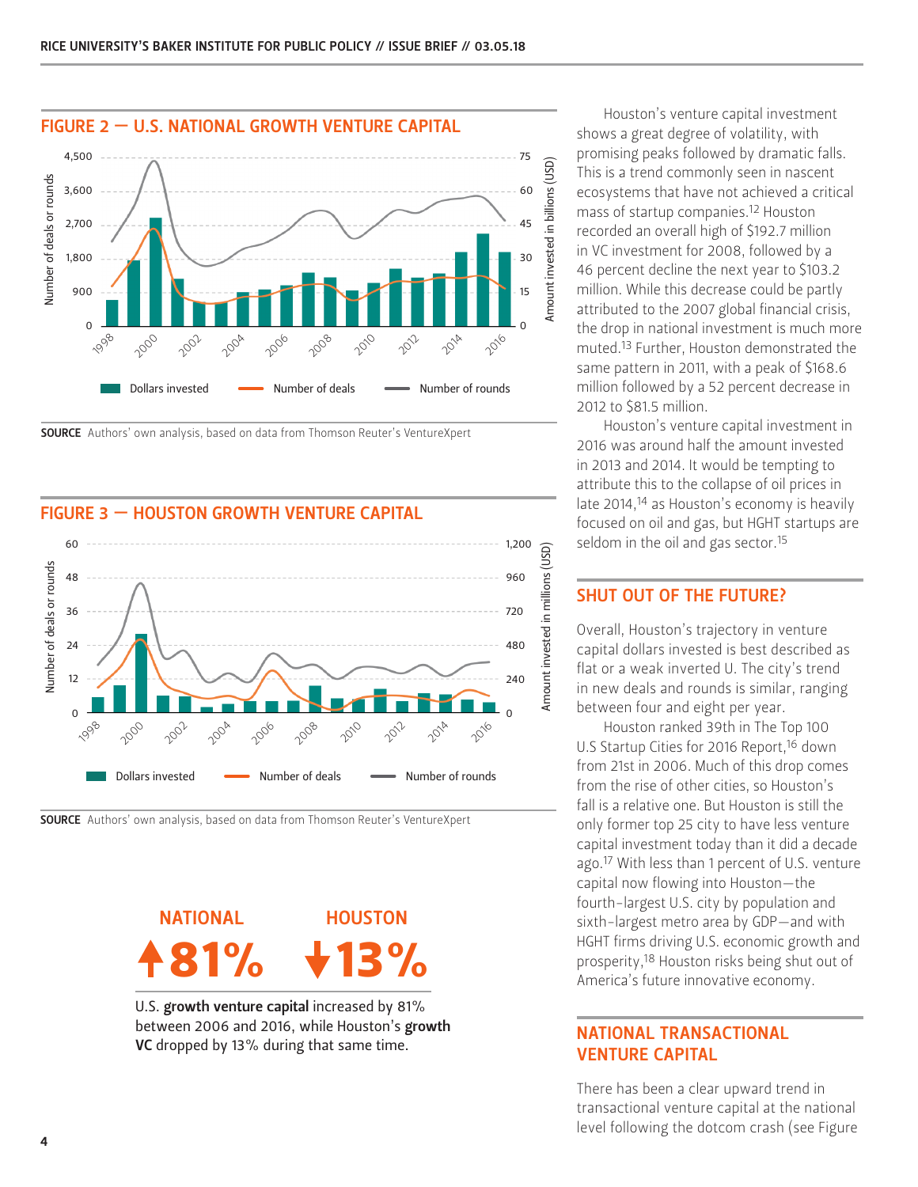## FIGURE 2 — U.S. NATIONAL GROWTH VENTURE CAPITAL

**SOURCE** Authors' own analysis, based on data from Thomson Reuter's VentureXpert

## FIGURE 3 — HOUSTON GROWTH VENTURE CAPITAL

**SOURCE** Authors' own analysis, based on data from Thomson Reuter's VentureXpert

**NATIONAL** ↑81% **HOUSTON** ↓13%

U.S. **growth venture capital** increased by 81% between 2006 and 2016, while Houston's **growth VC** dropped by 13% during that same time.

Houston's venture capital investment shows a great degree of volatility, with promising peaks followed by dramatic falls. This is a trend commonly seen in nascent ecosystems that have not achieved a critical mass of startup companies.[12] Houston recorded an overall high of $192.7 million in VC investment for 2008, followed by a 46 percent decline the next year to $103.2 million. While this decrease could be partly attributed to the 2007 global financial crisis, the drop in national investment is much more muted.[13] Further, Houston demonstrated the same pattern in 2011, with a peak of $168.6 million followed by a 52 percent decrease in 2012 to $81.5 million.

Houston's venture capital investment in 2016 was around half the amount invested in 2013 and 2014. It would be tempting to attribute this to the collapse of oil prices in late 2014,[14] as Houston's economy is heavily focused on oil and gas, but HGHT startups are seldom in the oil and gas sector.[15]

## SHUT OUT OF THE FUTURE?

Overall, Houston's trajectory in venture capital dollars invested is best described as flat or a weak inverted U. The city's trend in new deals and rounds is similar, ranging between four and eight per year.

Houston ranked 39th in The Top 100 U.S Startup Cities for 2016 Report,[16] down from 21st in 2006. Much of this drop comes from the rise of other cities, so Houston's fall is a relative one. But Houston is still the only former top 25 city to have less venture capital investment today than it did a decade ago.[17] With less than 1 percent of U.S. venture capital now flowing into Houston—the fourth-largest U.S. city by population and sixth-largest metro area by GDP—and with HGHT firms driving U.S. economic growth and prosperity,[18] Houston risks being shut out of America's future innovative economy.

## NATIONAL TRANSACTIONAL VENTURE CAPITAL

There has been a clear upward trend in transactional venture capital at the national level following the dotcom crash (see Figure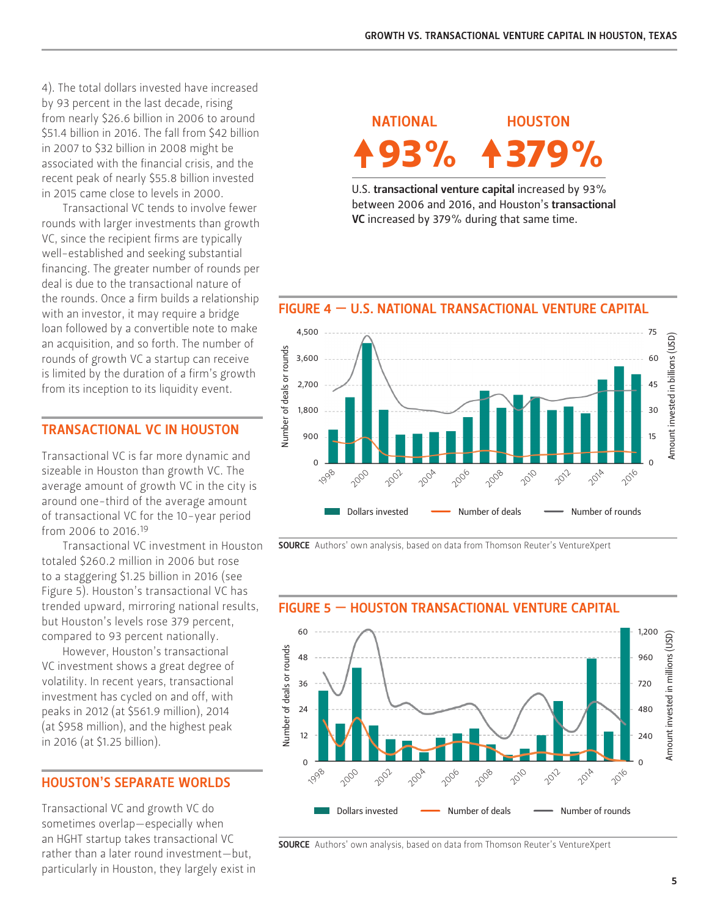4). The total dollars invested have increased by 93 percent in the last decade, rising from nearly $26.6 billion in 2006 to around $51.4 billion in 2016. The fall from $42 billion in 2007 to $32 billion in 2008 might be associated with the financial crisis, and the recent peak of nearly $55.8 billion invested in 2015 came close to levels in 2000.

Transactional VC tends to involve fewer rounds with larger investments than growth VC, since the recipient firms are typically well-established and seeking substantial financing. The greater number of rounds per deal is due to the transactional nature of the rounds. Once a firm builds a relationship with an investor, it may require a bridge loan followed by a convertible note to make an acquisition, and so forth. The number of rounds of growth VC a startup can receive is limited by the duration of a firm's growth from its inception to its liquidity event.

## TRANSACTIONAL VC IN HOUSTON

Transactional VC is far more dynamic and sizeable in Houston than growth VC. The average amount of growth VC in the city is around one-third of the average amount of transactional VC for the 10-year period from 2006 to 2016.[19]

Transactional VC investment in Houston totaled $260.2 million in 2006 but rose to a staggering $1.25 billion in 2016 (see Figure 5). Houston's transactional VC has trended upward, mirroring national results, but Houston's levels rose 379 percent, compared to 93 percent nationally.

However, Houston's transactional VC investment shows a great degree of volatility. In recent years, transactional investment has cycled on and off, with peaks in 2012 (at $561.9 million), 2014 (at $958 million), and the highest peak in 2016 (at $1.25 billion).

## HOUSTON'S SEPARATE WORLDS

Transactional VC and growth VC do sometimes overlap—especially when an HGHT startup takes transactional VC rather than a later round investment—but, particularly in Houston, they largely exist in

**NATIONAL** ↑93% **HOUSTON** ↑379%

U.S. **transactional venture capital** increased by 93% between 2006 and 2016, and Houston's **transactional VC** increased by 379% during that same time.

## FIGURE 4 — U.S. NATIONAL TRANSACTIONAL VENTURE CAPITAL

**SOURCE** Authors' own analysis, based on data from Thomson Reuter's VentureXpert

## FIGURE 5 — HOUSTON TRANSACTIONAL VENTURE CAPITAL

**SOURCE** Authors' own analysis, based on data from Thomson Reuter's VentureXpert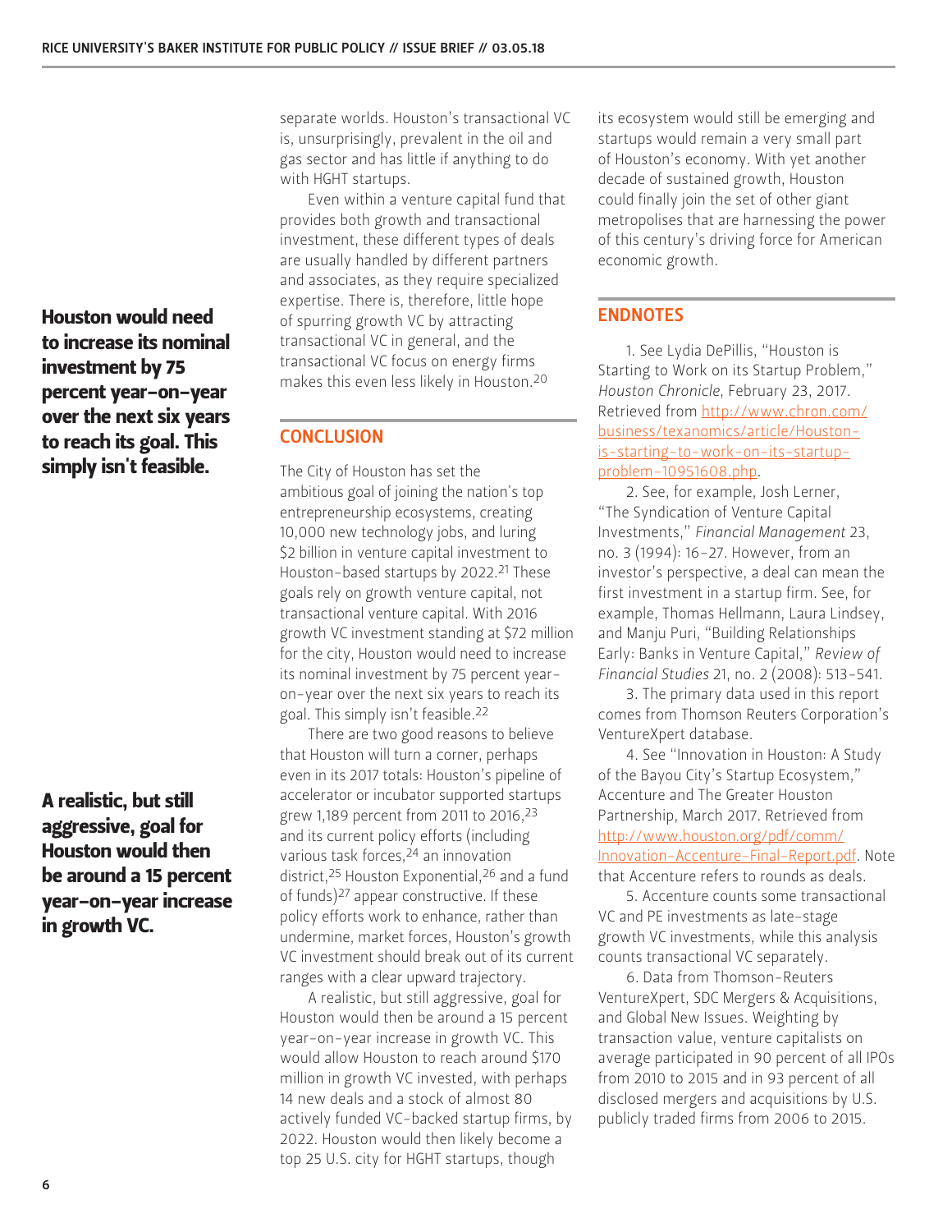separate worlds. Houston's transactional VC is, unsurprisingly, prevalent in the oil and gas sector and has little if anything to do with HGHT startups.

Even within a venture capital fund that provides both growth and transactional investment, these different types of deals are usually handled by different partners and associates, as they require specialized expertise. There is, therefore, little hope of spurring growth VC by attracting transactional VC in general, and the transactional VC focus on energy firms makes this even less likely in Houston.[20]

**Houston would need to increase its nominal investment by 75 percent year-on-year over the next six years to reach its goal. This simply isn't feasible.**

## CONCLUSION

The City of Houston has set the ambitious goal of joining the nation's top entrepreneurship ecosystems, creating 10,000 new technology jobs, and luring $2 billion in venture capital investment to Houston-based startups by 2022.[21] These goals rely on growth venture capital, not transactional venture capital. With 2016 growth VC investment standing at $72 million for the city, Houston would need to increase its nominal investment by 75 percent year-on-year over the next six years to reach its goal. This simply isn't feasible.[22]

There are two good reasons to believe that Houston will turn a corner, perhaps even in its 2017 totals: Houston's pipeline of accelerator or incubator supported startups grew 1,189 percent from 2011 to 2016,[23] and its current policy efforts (including various task forces,[24] an innovation district,[25] Houston Exponential,[26] and a fund of funds)[27] appear constructive. If these policy efforts work to enhance, rather than undermine, market forces, Houston's growth VC investment should break out of its current ranges with a clear upward trajectory.

**A realistic, but still aggressive, goal for Houston would then be around a 15 percent year-on-year increase in growth VC.**

A realistic, but still aggressive, goal for Houston would then be around a 15 percent year-on-year increase in growth VC. This would allow Houston to reach around $170 million in growth VC invested, with perhaps 14 new deals and a stock of almost 80 actively funded VC-backed startup firms, by 2022. Houston would then likely become a top 25 U.S. city for HGHT startups, though its ecosystem would still be emerging and startups would remain a very small part of Houston's economy. With yet another decade of sustained growth, Houston could finally join the set of other giant metropolises that are harnessing the power of this century's driving force for American economic growth.

## ENDNOTES

1. See Lydia DePillis, "Houston is Starting to Work on its Startup Problem," *Houston Chronicle*, February 23, 2017. Retrieved from http://www.chron.com/business/texanomics/article/Houston-is-starting-to-work-on-its-startup-problem-10951608.php.

2. See, for example, Josh Lerner, "The Syndication of Venture Capital Investments," *Financial Management* 23, no. 3 (1994): 16-27. However, from an investor's perspective, a deal can mean the first investment in a startup firm. See, for example, Thomas Hellmann, Laura Lindsey, and Manju Puri, "Building Relationships Early: Banks in Venture Capital," *Review of Financial Studies* 21, no. 2 (2008): 513-541.

3. The primary data used in this report comes from Thomson Reuters Corporation's VentureXpert database.

4. See "Innovation in Houston: A Study of the Bayou City's Startup Ecosystem," Accenture and The Greater Houston Partnership, March 2017. Retrieved from http://www.houston.org/pdf/comm/Innovation-Accenture-Final-Report.pdf. Note that Accenture refers to rounds as deals.

5. Accenture counts some transactional VC and PE investments as late-stage growth VC investments, while this analysis counts transactional VC separately.

6. Data from Thomson-Reuters VentureXpert, SDC Mergers & Acquisitions, and Global New Issues. Weighting by transaction value, venture capitalists on average participated in 90 percent of all IPOs from 2010 to 2015 and in 93 percent of all disclosed mergers and acquisitions by U.S. publicly traded firms from 2006 to 2015.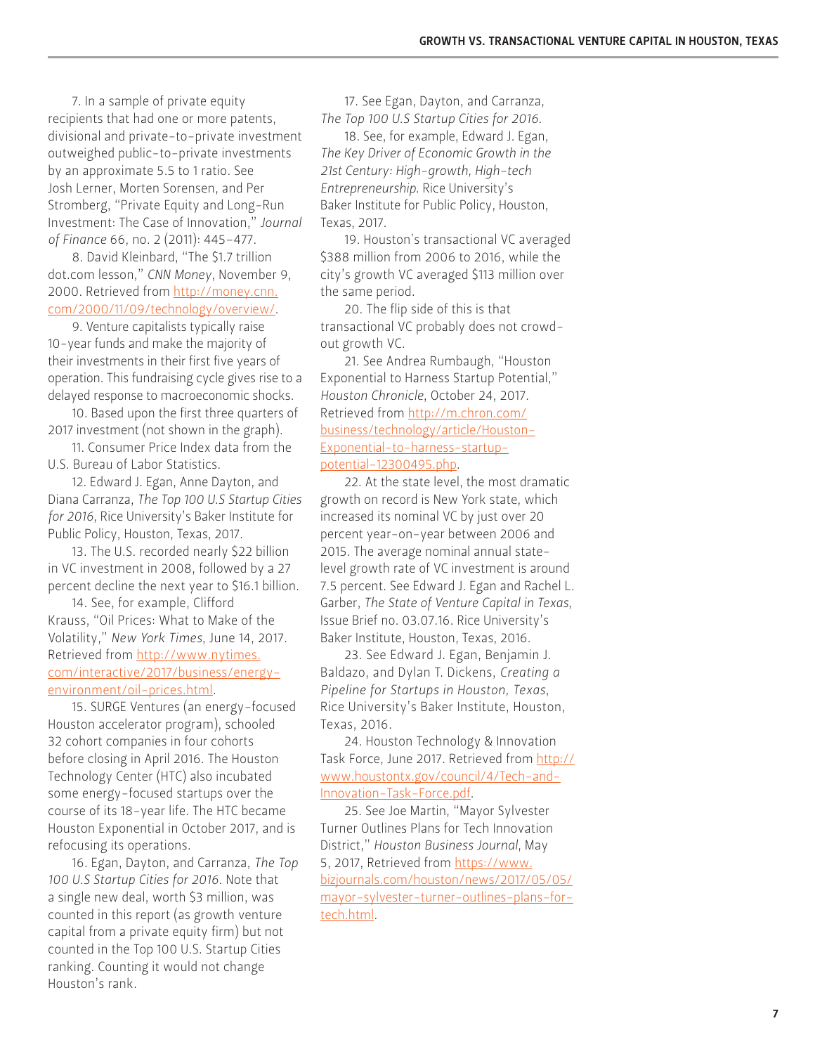7. In a sample of private equity recipients that had one or more patents, divisional and private-to-private investment outweighed public-to-private investments by an approximate 5.5 to 1 ratio. See Josh Lerner, Morten Sorensen, and Per Stromberg, "Private Equity and Long-Run Investment: The Case of Innovation," *Journal of Finance* 66, no. 2 (2011): 445–477.

8. David Kleinbard, "The $1.7 trillion dot.com lesson," *CNN Money*, November 9, 2000. Retrieved from [http://money.cnn.com/2000/11/09/technology/overview/](http://money.cnn.com/2000/11/09/technology/overview/).

9. Venture capitalists typically raise 10-year funds and make the majority of their investments in their first five years of operation. This fundraising cycle gives rise to a delayed response to macroeconomic shocks.

10. Based upon the first three quarters of 2017 investment (not shown in the graph).

11. Consumer Price Index data from the U.S. Bureau of Labor Statistics.

12. Edward J. Egan, Anne Dayton, and Diana Carranza, *The Top 100 U.S Startup Cities for 2016*, Rice University's Baker Institute for Public Policy, Houston, Texas, 2017.

13. The U.S. recorded nearly $22 billion in VC investment in 2008, followed by a 27 percent decline the next year to $16.1 billion.

14. See, for example, Clifford Krauss, "Oil Prices: What to Make of the Volatility," *New York Times*, June 14, 2017. Retrieved from [http://www.nytimes.com/interactive/2017/business/energy-environment/oil-prices.html](http://www.nytimes.com/interactive/2017/business/energy-environment/oil-prices.html).

15. SURGE Ventures (an energy-focused Houston accelerator program), schooled 32 cohort companies in four cohorts before closing in April 2016. The Houston Technology Center (HTC) also incubated some energy-focused startups over the course of its 18-year life. The HTC became Houston Exponential in October 2017, and is refocusing its operations.

16. Egan, Dayton, and Carranza, *The Top 100 U.S Startup Cities for 2016*. Note that a single new deal, worth $3 million, was counted in this report (as growth venture capital from a private equity firm) but not counted in the Top 100 U.S. Startup Cities ranking. Counting it would not change Houston's rank.

17. See Egan, Dayton, and Carranza, *The Top 100 U.S Startup Cities for 2016*.

18. See, for example, Edward J. Egan, *The Key Driver of Economic Growth in the 21st Century: High-growth, High-tech Entrepreneurship*. Rice University's Baker Institute for Public Policy, Houston, Texas, 2017.

19. Houston's transactional VC averaged $388 million from 2006 to 2016, while the city's growth VC averaged $113 million over the same period.

20. The flip side of this is that transactional VC probably does not crowd-out growth VC.

21. See Andrea Rumbaugh, "Houston Exponential to Harness Startup Potential," *Houston Chronicle*, October 24, 2017. Retrieved from [http://m.chron.com/business/technology/article/Houston-Exponential-to-harness-startup-potential-12300495.php](http://m.chron.com/business/technology/article/Houston-Exponential-to-harness-startup-potential-12300495.php).

22. At the state level, the most dramatic growth on record is New York state, which increased its nominal VC by just over 20 percent year-on-year between 2006 and 2015. The average nominal annual state-level growth rate of VC investment is around 7.5 percent. See Edward J. Egan and Rachel L. Garber, *The State of Venture Capital in Texas*, Issue Brief no. 03.07.16. Rice University's Baker Institute, Houston, Texas, 2016.

23. See Edward J. Egan, Benjamin J. Baldazo, and Dylan T. Dickens, *Creating a Pipeline for Startups in Houston, Texas*, Rice University's Baker Institute, Houston, Texas, 2016.

24. Houston Technology & Innovation Task Force, June 2017. Retrieved from [http://www.houstontx.gov/council/4/Tech-and-Innovation-Task-Force.pdf](http://www.houstontx.gov/council/4/Tech-and-Innovation-Task-Force.pdf).

25. See Joe Martin, "Mayor Sylvester Turner Outlines Plans for Tech Innovation District," *Houston Business Journal*, May 5, 2017, Retrieved from [https://www.bizjournals.com/houston/news/2017/05/05/mayor-sylvester-turner-outlines-plans-for-tech.html](https://www.bizjournals.com/houston/news/2017/05/05/mayor-sylvester-turner-outlines-plans-for-tech.html).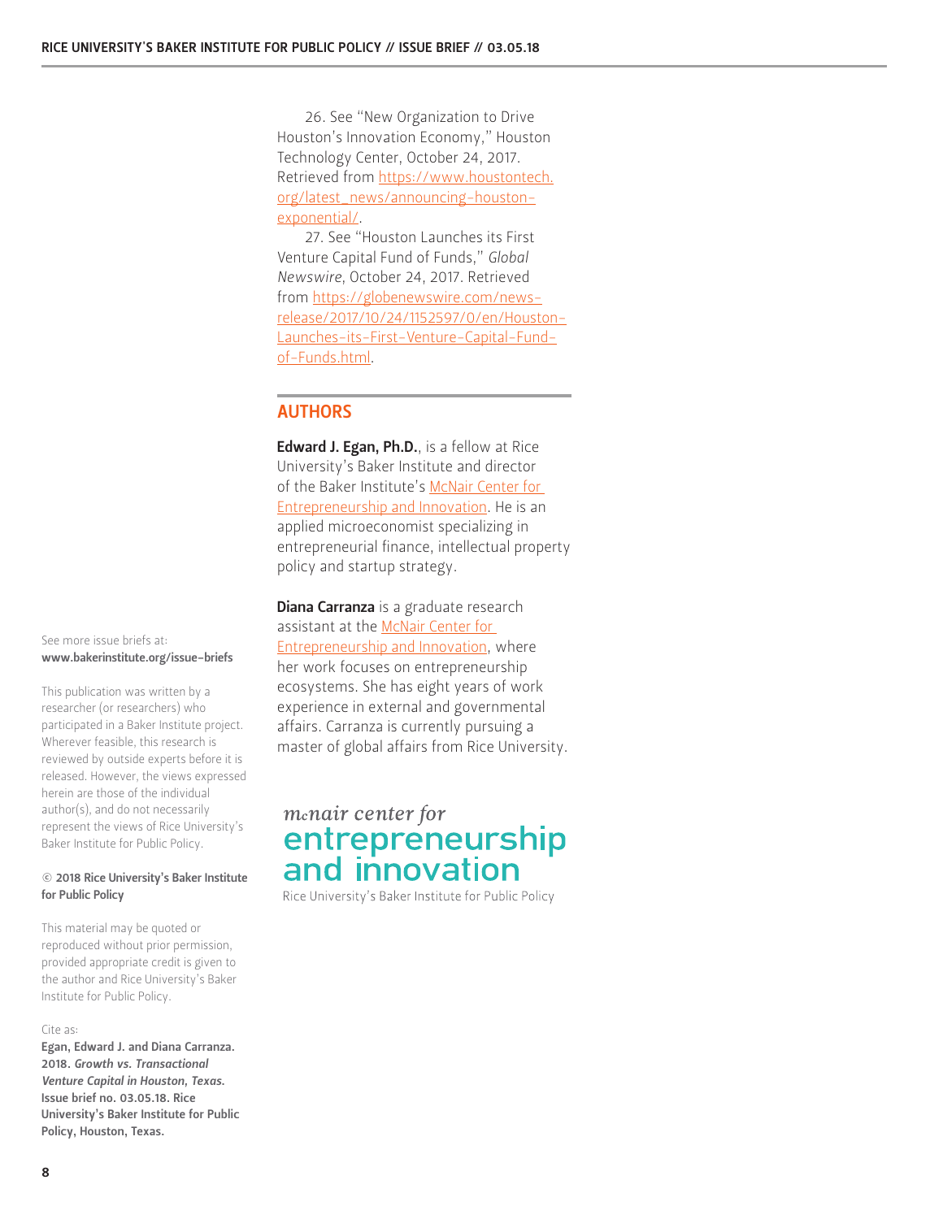26. See "New Organization to Drive Houston's Innovation Economy," Houston Technology Center, October 24, 2017. Retrieved from https://www.houstontech.org/latest_news/announcing-houston-exponential/.

27. See "Houston Launches its First Venture Capital Fund of Funds," *Global Newswire*, October 24, 2017. Retrieved from https://globenewswire.com/news-release/2017/10/24/1152597/0/en/Houston-Launches-its-First-Venture-Capital-Fund-of-Funds.html.

## AUTHORS

**Edward J. Egan, Ph.D.**, is a fellow at Rice University's Baker Institute and director of the Baker Institute's McNair Center for Entrepreneurship and Innovation. He is an applied microeconomist specializing in entrepreneurial finance, intellectual property policy and startup strategy.

**Diana Carranza** is a graduate research assistant at the McNair Center for Entrepreneurship and Innovation, where her work focuses on entrepreneurship ecosystems. She has eight years of work experience in external and governmental affairs. Carranza is currently pursuing a master of global affairs from Rice University.

mcnair center for
entrepreneurship
and innovation
Rice University's Baker Institute for Public Policy

See more issue briefs at:
**www.bakerinstitute.org/issue-briefs**

This publication was written by a researcher (or researchers) who participated in a Baker Institute project. Wherever feasible, this research is reviewed by outside experts before it is released. However, the views expressed herein are those of the individual author(s), and do not necessarily represent the views of Rice University's Baker Institute for Public Policy.

**© 2018 Rice University's Baker Institute for Public Policy**

This material may be quoted or reproduced without prior permission, provided appropriate credit is given to the author and Rice University's Baker Institute for Public Policy.

Cite as:
**Egan, Edward J. and Diana Carranza. 2018. *Growth vs. Transactional Venture Capital in Houston, Texas.* Issue brief no. 03.05.18. Rice University's Baker Institute for Public Policy, Houston, Texas.**